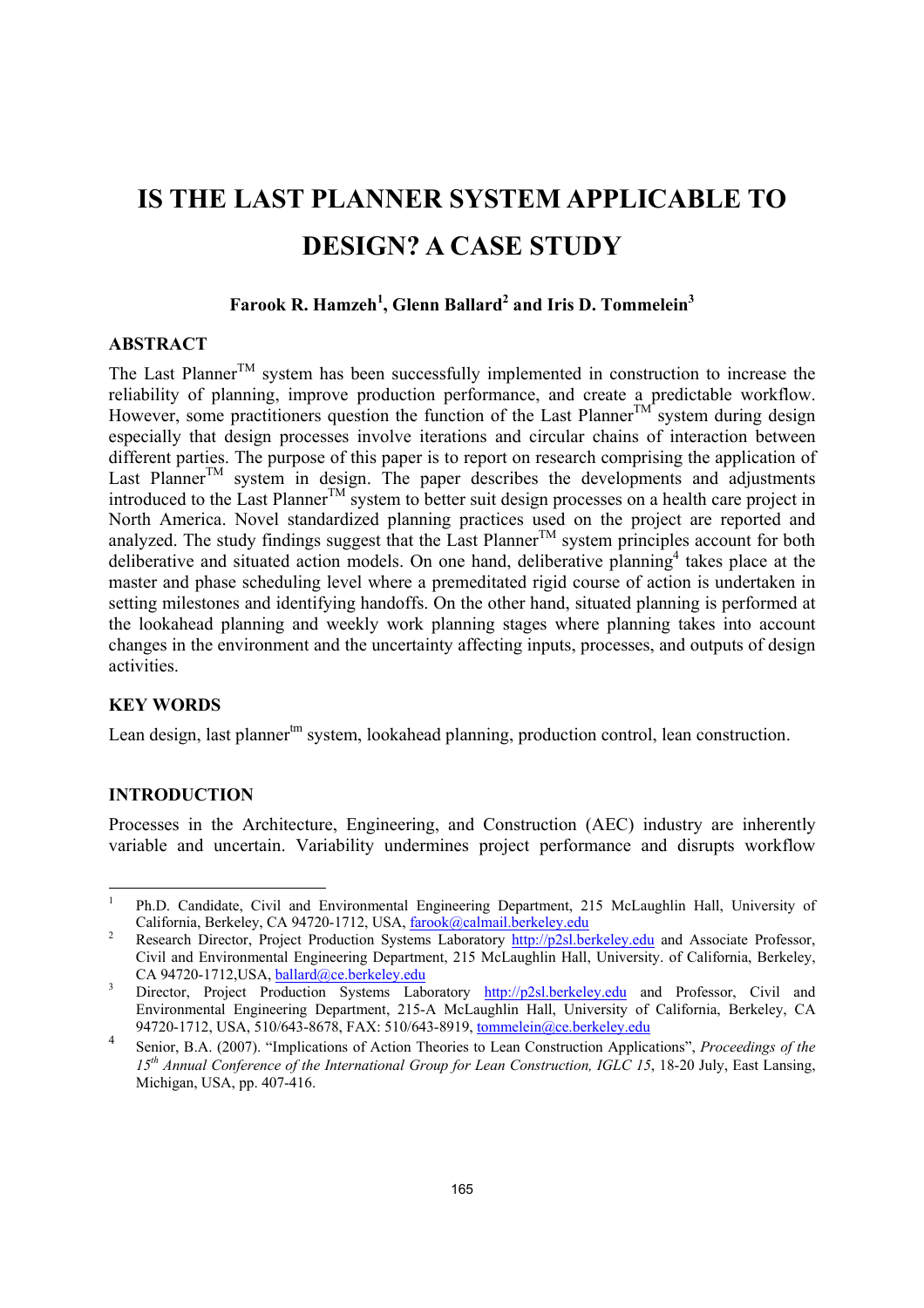# IS THE LAST PLANNER SYSTEM APPLICABLE TO DESIGN? A CASE STUDY

**Farook R. Hamzeh[1], Glenn Ballard[2] and Iris D. Tommelein[3]**

## ABSTRACT

The Last Planner$^{TM}$ system has been successfully implemented in construction to increase the reliability of planning, improve production performance, and create a predictable workflow. However, some practitioners question the function of the Last Planner$^{TM}$ system during design especially that design processes involve iterations and circular chains of interaction between different parties. The purpose of this paper is to report on research comprising the application of Last Planner$^{TM}$ system in design. The paper describes the developments and adjustments introduced to the Last Planner$^{TM}$ system to better suit design processes on a health care project in North America. Novel standardized planning practices used on the project are reported and analyzed. The study findings suggest that the Last Planner$^{TM}$ system principles account for both deliberative and situated action models. On one hand, deliberative planning[4] takes place at the master and phase scheduling level where a premeditated rigid course of action is undertaken in setting milestones and identifying handoffs. On the other hand, situated planning is performed at the lookahead planning and weekly work planning stages where planning takes into account changes in the environment and the uncertainty affecting inputs, processes, and outputs of design activities.

## KEY WORDS

Lean design, last planner$^{tm}$ system, lookahead planning, production control, lean construction.

## INTRODUCTION

Processes in the Architecture, Engineering, and Construction (AEC) industry are inherently variable and uncertain. Variability undermines project performance and disrupts workflow

---

[1] Ph.D. Candidate, Civil and Environmental Engineering Department, 215 McLaughlin Hall, University of California, Berkeley, CA 94720-1712, USA, farook@calmail.berkeley.edu

[2] Research Director, Project Production Systems Laboratory http://p2sl.berkeley.edu and Associate Professor, Civil and Environmental Engineering Department, 215 McLaughlin Hall, University. of California, Berkeley, CA 94720-1712,USA, ballard@ce.berkeley.edu

[3] Director, Project Production Systems Laboratory http://p2sl.berkeley.edu and Professor, Civil and Environmental Engineering Department, 215-A McLaughlin Hall, University of California, Berkeley, CA 94720-1712, USA, 510/643-8678, FAX: 510/643-8919, tommelein@ce.berkeley.edu

[4] Senior, B.A. (2007). "Implications of Action Theories to Lean Construction Applications", *Proceedings of the 15th Annual Conference of the International Group for Lean Construction, IGLC 15*, 18-20 July, East Lansing, Michigan, USA, pp. 407-416.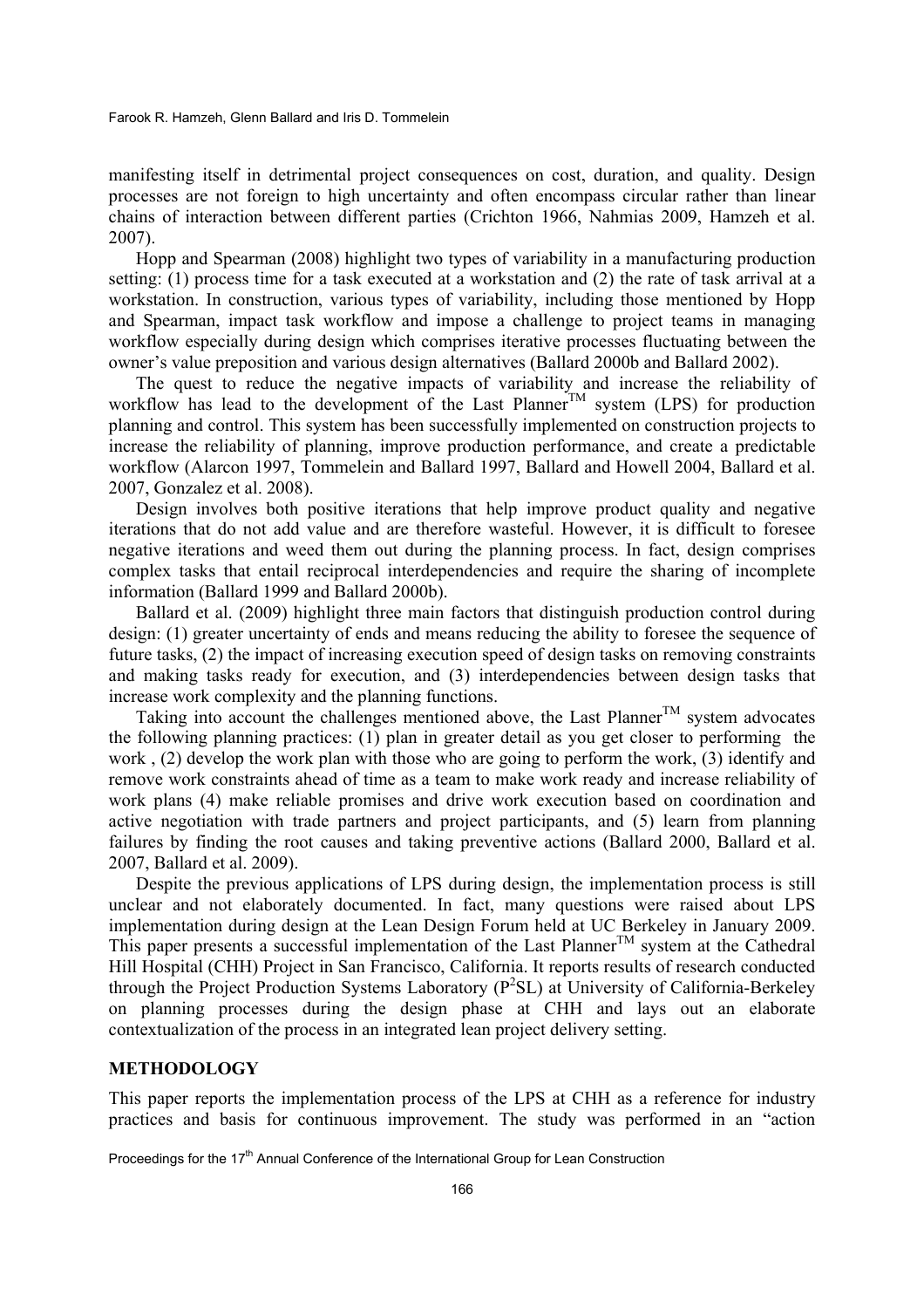manifesting itself in detrimental project consequences on cost, duration, and quality. Design processes are not foreign to high uncertainty and often encompass circular rather than linear chains of interaction between different parties (Crichton 1966, Nahmias 2009, Hamzeh et al. 2007).

Hopp and Spearman (2008) highlight two types of variability in a manufacturing production setting: (1) process time for a task executed at a workstation and (2) the rate of task arrival at a workstation. In construction, various types of variability, including those mentioned by Hopp and Spearman, impact task workflow and impose a challenge to project teams in managing workflow especially during design which comprises iterative processes fluctuating between the owner's value preposition and various design alternatives (Ballard 2000b and Ballard 2002).

The quest to reduce the negative impacts of variability and increase the reliability of workflow has lead to the development of the Last Planner™ system (LPS) for production planning and control. This system has been successfully implemented on construction projects to increase the reliability of planning, improve production performance, and create a predictable workflow (Alarcon 1997, Tommelein and Ballard 1997, Ballard and Howell 2004, Ballard et al. 2007, Gonzalez et al. 2008).

Design involves both positive iterations that help improve product quality and negative iterations that do not add value and are therefore wasteful. However, it is difficult to foresee negative iterations and weed them out during the planning process. In fact, design comprises complex tasks that entail reciprocal interdependencies and require the sharing of incomplete information (Ballard 1999 and Ballard 2000b).

Ballard et al. (2009) highlight three main factors that distinguish production control during design: (1) greater uncertainty of ends and means reducing the ability to foresee the sequence of future tasks, (2) the impact of increasing execution speed of design tasks on removing constraints and making tasks ready for execution, and (3) interdependencies between design tasks that increase work complexity and the planning functions.

Taking into account the challenges mentioned above, the Last Planner™ system advocates the following planning practices: (1) plan in greater detail as you get closer to performing the work , (2) develop the work plan with those who are going to perform the work, (3) identify and remove work constraints ahead of time as a team to make work ready and increase reliability of work plans (4) make reliable promises and drive work execution based on coordination and active negotiation with trade partners and project participants, and (5) learn from planning failures by finding the root causes and taking preventive actions (Ballard 2000, Ballard et al. 2007, Ballard et al. 2009).

Despite the previous applications of LPS during design, the implementation process is still unclear and not elaborately documented. In fact, many questions were raised about LPS implementation during design at the Lean Design Forum held at UC Berkeley in January 2009. This paper presents a successful implementation of the Last Planner™ system at the Cathedral Hill Hospital (CHH) Project in San Francisco, California. It reports results of research conducted through the Project Production Systems Laboratory ($P^2$SL) at University of California-Berkeley on planning processes during the design phase at CHH and lays out an elaborate contextualization of the process in an integrated lean project delivery setting.

## METHODOLOGY

This paper reports the implementation process of the LPS at CHH as a reference for industry practices and basis for continuous improvement. The study was performed in an "action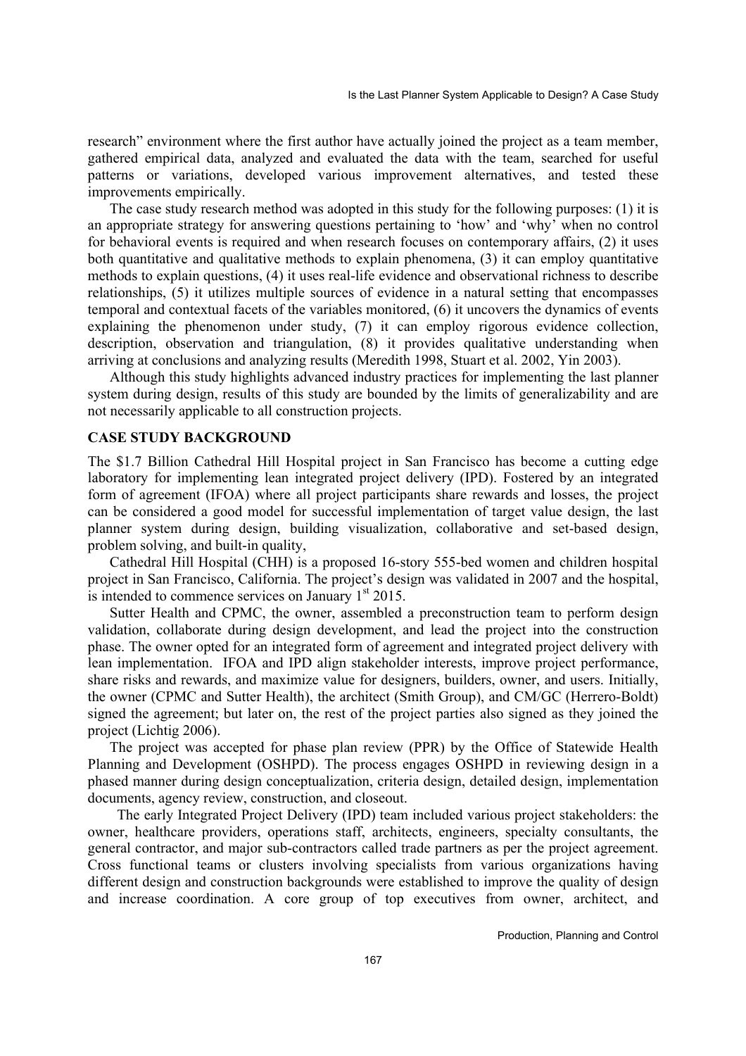research" environment where the first author have actually joined the project as a team member, gathered empirical data, analyzed and evaluated the data with the team, searched for useful patterns or variations, developed various improvement alternatives, and tested these improvements empirically.

The case study research method was adopted in this study for the following purposes: (1) it is an appropriate strategy for answering questions pertaining to 'how' and 'why' when no control for behavioral events is required and when research focuses on contemporary affairs, (2) it uses both quantitative and qualitative methods to explain phenomena, (3) it can employ quantitative methods to explain questions, (4) it uses real-life evidence and observational richness to describe relationships, (5) it utilizes multiple sources of evidence in a natural setting that encompasses temporal and contextual facets of the variables monitored, (6) it uncovers the dynamics of events explaining the phenomenon under study, (7) it can employ rigorous evidence collection, description, observation and triangulation, (8) it provides qualitative understanding when arriving at conclusions and analyzing results (Meredith 1998, Stuart et al. 2002, Yin 2003).

Although this study highlights advanced industry practices for implementing the last planner system during design, results of this study are bounded by the limits of generalizability and are not necessarily applicable to all construction projects.

## CASE STUDY BACKGROUND

The $1.7 Billion Cathedral Hill Hospital project in San Francisco has become a cutting edge laboratory for implementing lean integrated project delivery (IPD). Fostered by an integrated form of agreement (IFOA) where all project participants share rewards and losses, the project can be considered a good model for successful implementation of target value design, the last planner system during design, building visualization, collaborative and set-based design, problem solving, and built-in quality,

Cathedral Hill Hospital (CHH) is a proposed 16-story 555-bed women and children hospital project in San Francisco, California. The project's design was validated in 2007 and the hospital, is intended to commence services on January 1st 2015.

Sutter Health and CPMC, the owner, assembled a preconstruction team to perform design validation, collaborate during design development, and lead the project into the construction phase. The owner opted for an integrated form of agreement and integrated project delivery with lean implementation. IFOA and IPD align stakeholder interests, improve project performance, share risks and rewards, and maximize value for designers, builders, owner, and users. Initially, the owner (CPMC and Sutter Health), the architect (Smith Group), and CM/GC (Herrero-Boldt) signed the agreement; but later on, the rest of the project parties also signed as they joined the project (Lichtig 2006).

The project was accepted for phase plan review (PPR) by the Office of Statewide Health Planning and Development (OSHPD). The process engages OSHPD in reviewing design in a phased manner during design conceptualization, criteria design, detailed design, implementation documents, agency review, construction, and closeout.

The early Integrated Project Delivery (IPD) team included various project stakeholders: the owner, healthcare providers, operations staff, architects, engineers, specialty consultants, the general contractor, and major sub-contractors called trade partners as per the project agreement. Cross functional teams or clusters involving specialists from various organizations having different design and construction backgrounds were established to improve the quality of design and increase coordination. A core group of top executives from owner, architect, and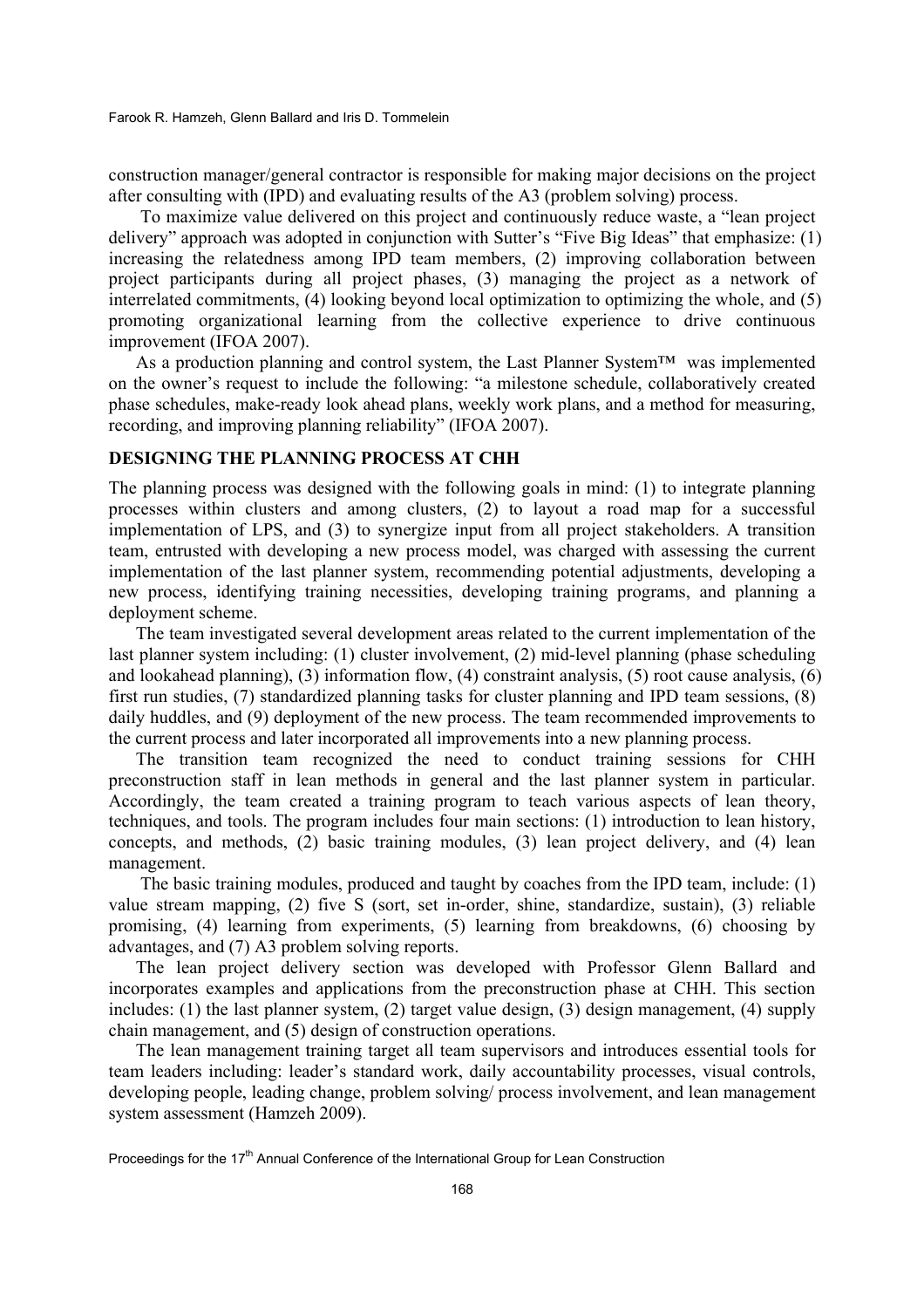construction manager/general contractor is responsible for making major decisions on the project after consulting with (IPD) and evaluating results of the A3 (problem solving) process.

To maximize value delivered on this project and continuously reduce waste, a "lean project delivery" approach was adopted in conjunction with Sutter's "Five Big Ideas" that emphasize: (1) increasing the relatedness among IPD team members, (2) improving collaboration between project participants during all project phases, (3) managing the project as a network of interrelated commitments, (4) looking beyond local optimization to optimizing the whole, and (5) promoting organizational learning from the collective experience to drive continuous improvement (IFOA 2007).

As a production planning and control system, the Last Planner System™ was implemented on the owner's request to include the following: "a milestone schedule, collaboratively created phase schedules, make-ready look ahead plans, weekly work plans, and a method for measuring, recording, and improving planning reliability" (IFOA 2007).

## DESIGNING THE PLANNING PROCESS AT CHH

The planning process was designed with the following goals in mind: (1) to integrate planning processes within clusters and among clusters, (2) to layout a road map for a successful implementation of LPS, and (3) to synergize input from all project stakeholders. A transition team, entrusted with developing a new process model, was charged with assessing the current implementation of the last planner system, recommending potential adjustments, developing a new process, identifying training necessities, developing training programs, and planning a deployment scheme.

The team investigated several development areas related to the current implementation of the last planner system including: (1) cluster involvement, (2) mid-level planning (phase scheduling and lookahead planning), (3) information flow, (4) constraint analysis, (5) root cause analysis, (6) first run studies, (7) standardized planning tasks for cluster planning and IPD team sessions, (8) daily huddles, and (9) deployment of the new process. The team recommended improvements to the current process and later incorporated all improvements into a new planning process.

The transition team recognized the need to conduct training sessions for CHH preconstruction staff in lean methods in general and the last planner system in particular. Accordingly, the team created a training program to teach various aspects of lean theory, techniques, and tools. The program includes four main sections: (1) introduction to lean history, concepts, and methods, (2) basic training modules, (3) lean project delivery, and (4) lean management.

The basic training modules, produced and taught by coaches from the IPD team, include: (1) value stream mapping, (2) five S (sort, set in-order, shine, standardize, sustain), (3) reliable promising, (4) learning from experiments, (5) learning from breakdowns, (6) choosing by advantages, and (7) A3 problem solving reports.

The lean project delivery section was developed with Professor Glenn Ballard and incorporates examples and applications from the preconstruction phase at CHH. This section includes: (1) the last planner system, (2) target value design, (3) design management, (4) supply chain management, and (5) design of construction operations.

The lean management training target all team supervisors and introduces essential tools for team leaders including: leader's standard work, daily accountability processes, visual controls, developing people, leading change, problem solving/ process involvement, and lean management system assessment (Hamzeh 2009).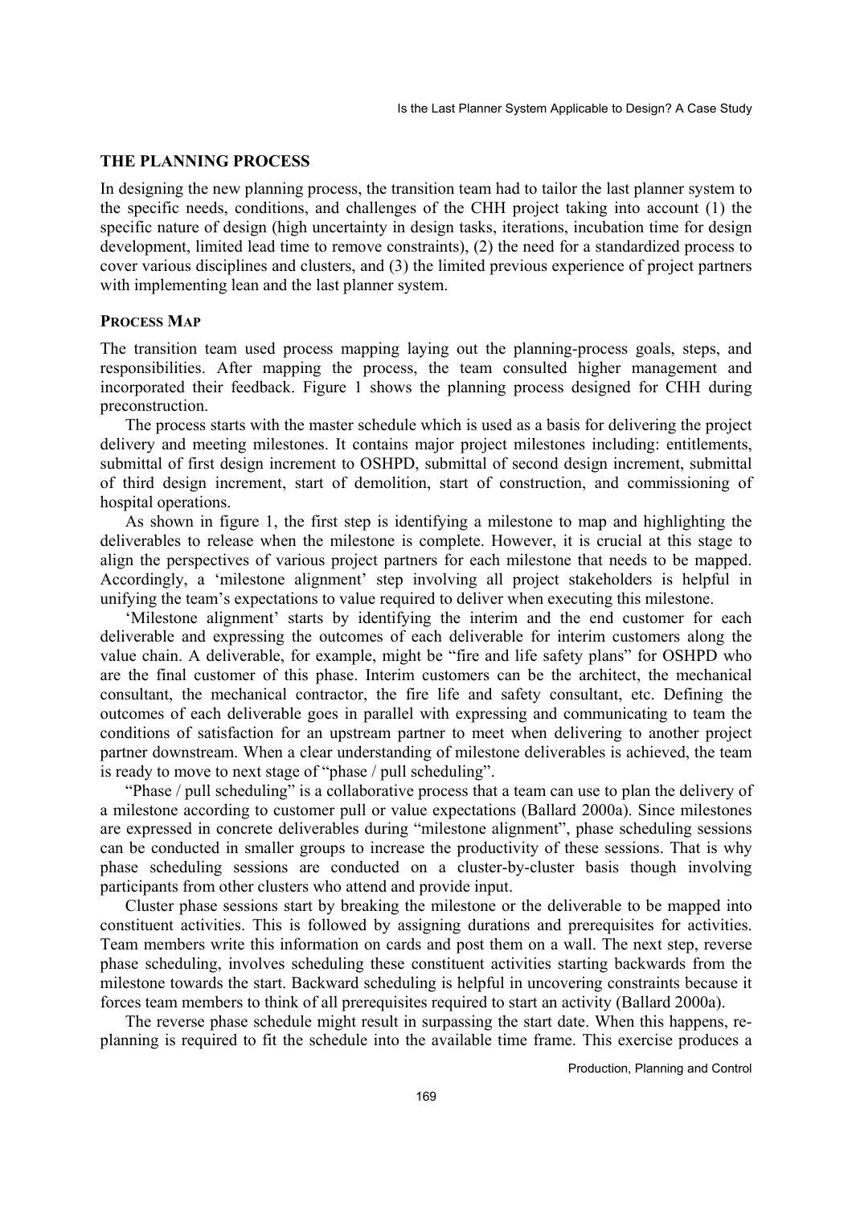## THE PLANNING PROCESS

In designing the new planning process, the transition team had to tailor the last planner system to the specific needs, conditions, and challenges of the CHH project taking into account (1) the specific nature of design (high uncertainty in design tasks, iterations, incubation time for design development, limited lead time to remove constraints), (2) the need for a standardized process to cover various disciplines and clusters, and (3) the limited previous experience of project partners with implementing lean and the last planner system.

### PROCESS MAP

The transition team used process mapping laying out the planning-process goals, steps, and responsibilities. After mapping the process, the team consulted higher management and incorporated their feedback. Figure 1 shows the planning process designed for CHH during preconstruction.

The process starts with the master schedule which is used as a basis for delivering the project delivery and meeting milestones. It contains major project milestones including: entitlements, submittal of first design increment to OSHPD, submittal of second design increment, submittal of third design increment, start of demolition, start of construction, and commissioning of hospital operations.

As shown in figure 1, the first step is identifying a milestone to map and highlighting the deliverables to release when the milestone is complete. However, it is crucial at this stage to align the perspectives of various project partners for each milestone that needs to be mapped. Accordingly, a 'milestone alignment' step involving all project stakeholders is helpful in unifying the team's expectations to value required to deliver when executing this milestone.

'Milestone alignment' starts by identifying the interim and the end customer for each deliverable and expressing the outcomes of each deliverable for interim customers along the value chain. A deliverable, for example, might be "fire and life safety plans" for OSHPD who are the final customer of this phase. Interim customers can be the architect, the mechanical consultant, the mechanical contractor, the fire life and safety consultant, etc. Defining the outcomes of each deliverable goes in parallel with expressing and communicating to team the conditions of satisfaction for an upstream partner to meet when delivering to another project partner downstream. When a clear understanding of milestone deliverables is achieved, the team is ready to move to next stage of "phase / pull scheduling".

"Phase / pull scheduling" is a collaborative process that a team can use to plan the delivery of a milestone according to customer pull or value expectations (Ballard 2000a). Since milestones are expressed in concrete deliverables during "milestone alignment", phase scheduling sessions can be conducted in smaller groups to increase the productivity of these sessions. That is why phase scheduling sessions are conducted on a cluster-by-cluster basis though involving participants from other clusters who attend and provide input.

Cluster phase sessions start by breaking the milestone or the deliverable to be mapped into constituent activities. This is followed by assigning durations and prerequisites for activities. Team members write this information on cards and post them on a wall. The next step, reverse phase scheduling, involves scheduling these constituent activities starting backwards from the milestone towards the start. Backward scheduling is helpful in uncovering constraints because it forces team members to think of all prerequisites required to start an activity (Ballard 2000a).

The reverse phase schedule might result in surpassing the start date. When this happens, re-planning is required to fit the schedule into the available time frame. This exercise produces a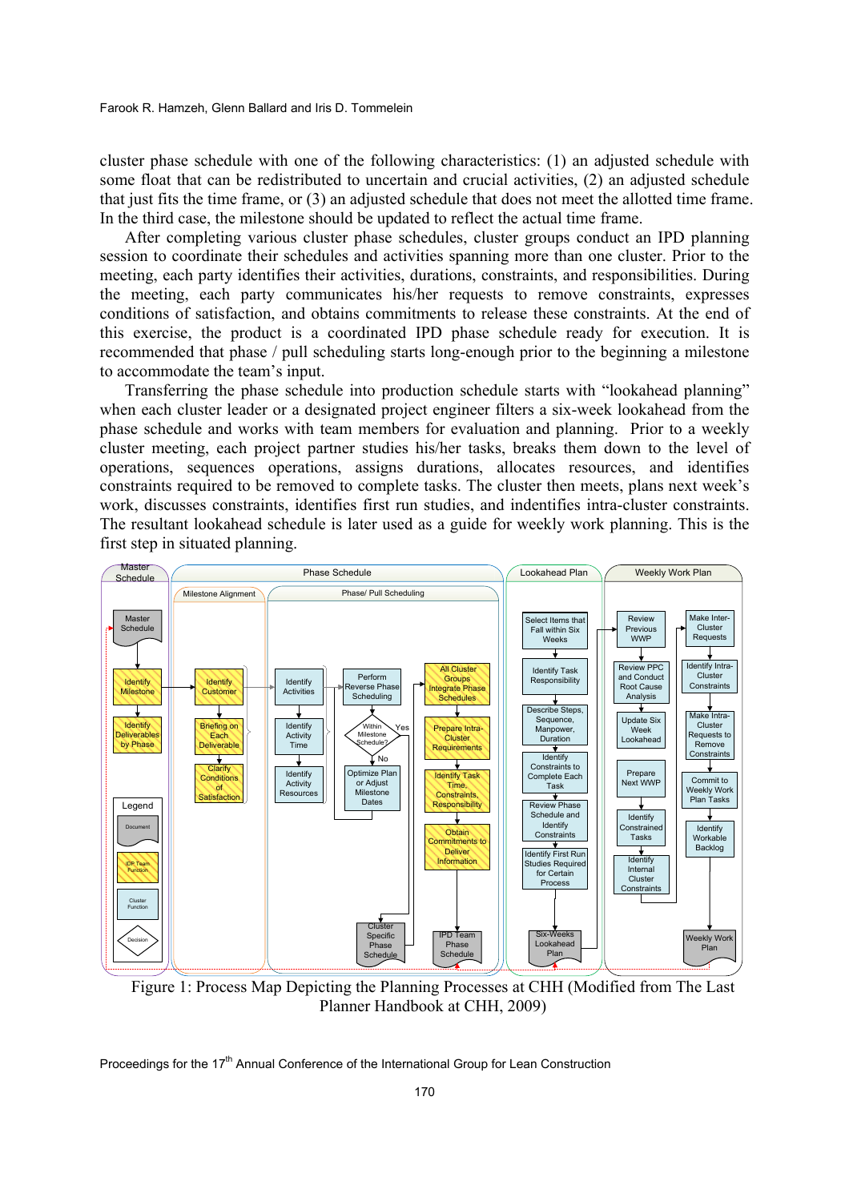cluster phase schedule with one of the following characteristics: (1) an adjusted schedule with some float that can be redistributed to uncertain and crucial activities, (2) an adjusted schedule that just fits the time frame, or (3) an adjusted schedule that does not meet the allotted time frame. In the third case, the milestone should be updated to reflect the actual time frame.

After completing various cluster phase schedules, cluster groups conduct an IPD planning session to coordinate their schedules and activities spanning more than one cluster. Prior to the meeting, each party identifies their activities, durations, constraints, and responsibilities. During the meeting, each party communicates his/her requests to remove constraints, expresses conditions of satisfaction, and obtains commitments to release these constraints. At the end of this exercise, the product is a coordinated IPD phase schedule ready for execution. It is recommended that phase / pull scheduling starts long-enough prior to the beginning a milestone to accommodate the team's input.

Transferring the phase schedule into production schedule starts with "lookahead planning" when each cluster leader or a designated project engineer filters a six-week lookahead from the phase schedule and works with team members for evaluation and planning. Prior to a weekly cluster meeting, each project partner studies his/her tasks, breaks them down to the level of operations, sequences operations, assigns durations, allocates resources, and identifies constraints required to be removed to complete tasks. The cluster then meets, plans next week's work, discusses constraints, identifies first run studies, and indentifies intra-cluster constraints. The resultant lookahead schedule is later used as a guide for weekly work planning. This is the first step in situated planning.

Figure 1: Process Map Depicting the Planning Processes at CHH (Modified from The Last Planner Handbook at CHH, 2009)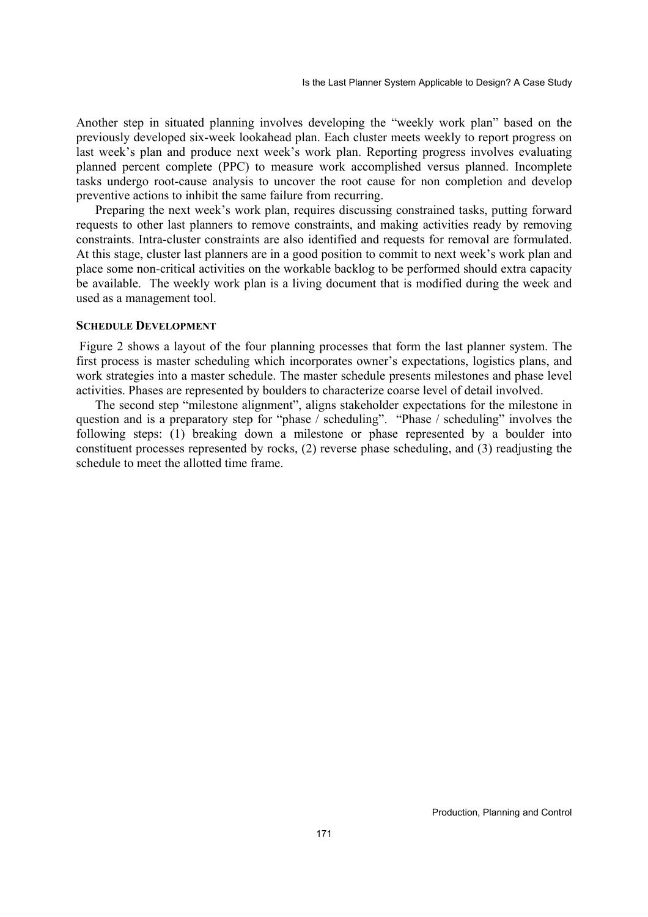Another step in situated planning involves developing the "weekly work plan" based on the previously developed six-week lookahead plan. Each cluster meets weekly to report progress on last week's plan and produce next week's work plan. Reporting progress involves evaluating planned percent complete (PPC) to measure work accomplished versus planned. Incomplete tasks undergo root-cause analysis to uncover the root cause for non completion and develop preventive actions to inhibit the same failure from recurring.

Preparing the next week's work plan, requires discussing constrained tasks, putting forward requests to other last planners to remove constraints, and making activities ready by removing constraints. Intra-cluster constraints are also identified and requests for removal are formulated. At this stage, cluster last planners are in a good position to commit to next week's work plan and place some non-critical activities on the workable backlog to be performed should extra capacity be available. The weekly work plan is a living document that is modified during the week and used as a management tool.

### SCHEDULE DEVELOPMENT

Figure 2 shows a layout of the four planning processes that form the last planner system. The first process is master scheduling which incorporates owner's expectations, logistics plans, and work strategies into a master schedule. The master schedule presents milestones and phase level activities. Phases are represented by boulders to characterize coarse level of detail involved.

The second step "milestone alignment", aligns stakeholder expectations for the milestone in question and is a preparatory step for "phase / scheduling". "Phase / scheduling" involves the following steps: (1) breaking down a milestone or phase represented by a boulder into constituent processes represented by rocks, (2) reverse phase scheduling, and (3) readjusting the schedule to meet the allotted time frame.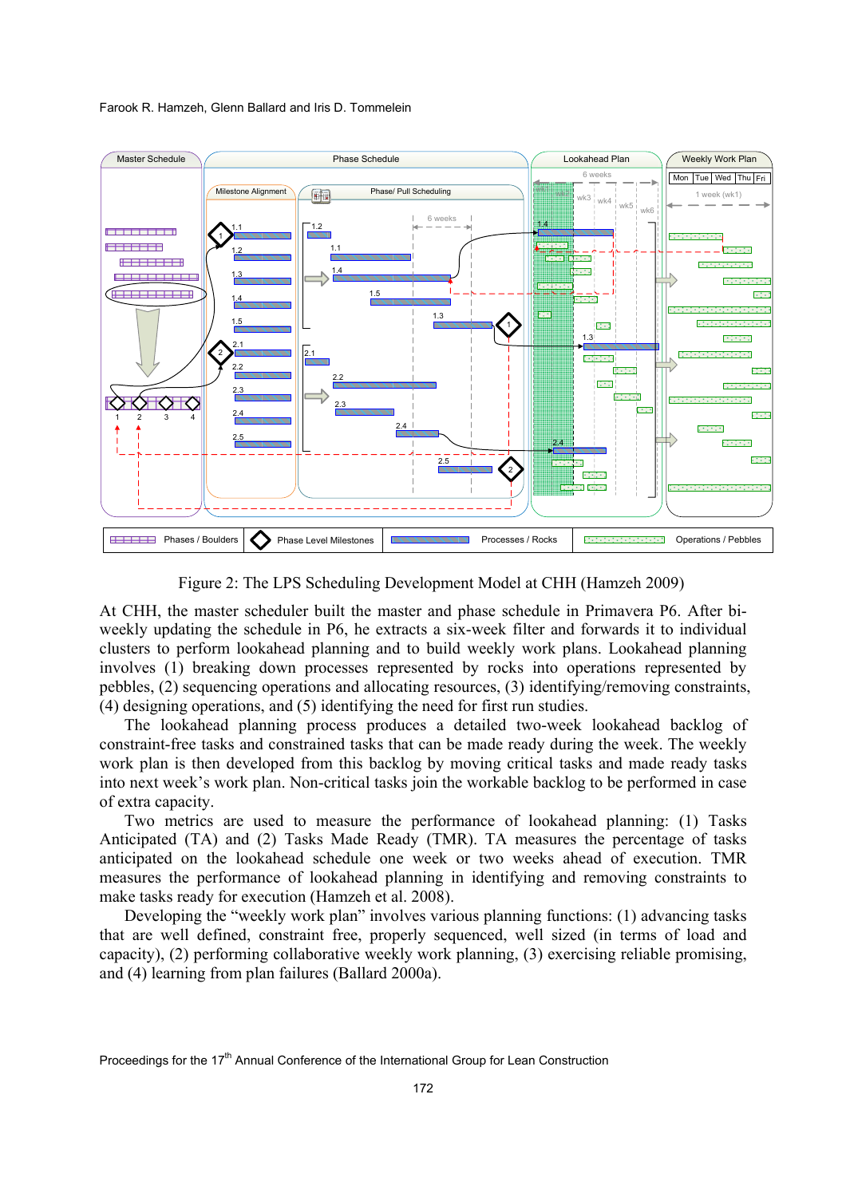Figure 2: The LPS Scheduling Development Model at CHH (Hamzeh 2009)

At CHH, the master scheduler built the master and phase schedule in Primavera P6. After bi-weekly updating the schedule in P6, he extracts a six-week filter and forwards it to individual clusters to perform lookahead planning and to build weekly work plans. Lookahead planning involves (1) breaking down processes represented by rocks into operations represented by pebbles, (2) sequencing operations and allocating resources, (3) identifying/removing constraints, (4) designing operations, and (5) identifying the need for first run studies.

The lookahead planning process produces a detailed two-week lookahead backlog of constraint-free tasks and constrained tasks that can be made ready during the week. The weekly work plan is then developed from this backlog by moving critical tasks and made ready tasks into next week's work plan. Non-critical tasks join the workable backlog to be performed in case of extra capacity.

Two metrics are used to measure the performance of lookahead planning: (1) Tasks Anticipated (TA) and (2) Tasks Made Ready (TMR). TA measures the percentage of tasks anticipated on the lookahead schedule one week or two weeks ahead of execution. TMR measures the performance of lookahead planning in identifying and removing constraints to make tasks ready for execution (Hamzeh et al. 2008).

Developing the "weekly work plan" involves various planning functions: (1) advancing tasks that are well defined, constraint free, properly sequenced, well sized (in terms of load and capacity), (2) performing collaborative weekly work planning, (3) exercising reliable promising, and (4) learning from plan failures (Ballard 2000a).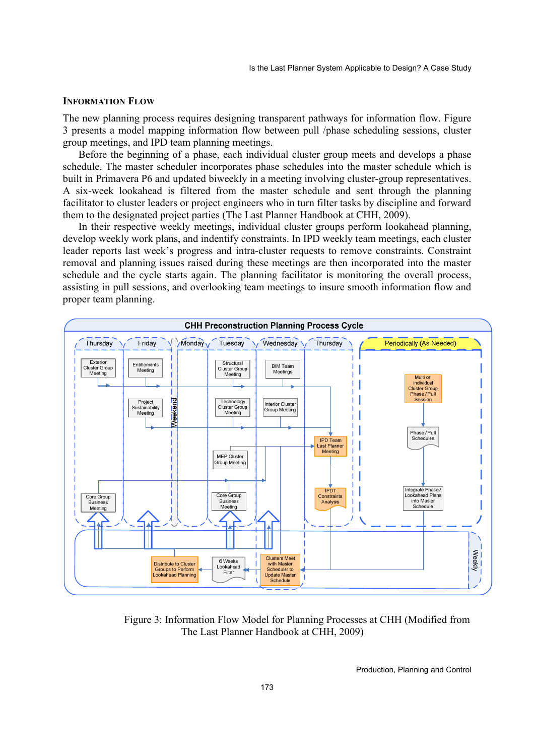## INFORMATION FLOW

The new planning process requires designing transparent pathways for information flow. Figure 3 presents a model mapping information flow between pull /phase scheduling sessions, cluster group meetings, and IPD team planning meetings.

Before the beginning of a phase, each individual cluster group meets and develops a phase schedule. The master scheduler incorporates phase schedules into the master schedule which is built in Primavera P6 and updated biweekly in a meeting involving cluster-group representatives. A six-week lookahead is filtered from the master schedule and sent through the planning facilitator to cluster leaders or project engineers who in turn filter tasks by discipline and forward them to the designated project parties (The Last Planner Handbook at CHH, 2009).

In their respective weekly meetings, individual cluster groups perform lookahead planning, develop weekly work plans, and indentify constraints. In IPD weekly team meetings, each cluster leader reports last week's progress and intra-cluster requests to remove constraints. Constraint removal and planning issues raised during these meetings are then incorporated into the master schedule and the cycle starts again. The planning facilitator is monitoring the overall process, assisting in pull sessions, and overlooking team meetings to insure smooth information flow and proper team planning.

Figure 3: Information Flow Model for Planning Processes at CHH (Modified from The Last Planner Handbook at CHH, 2009)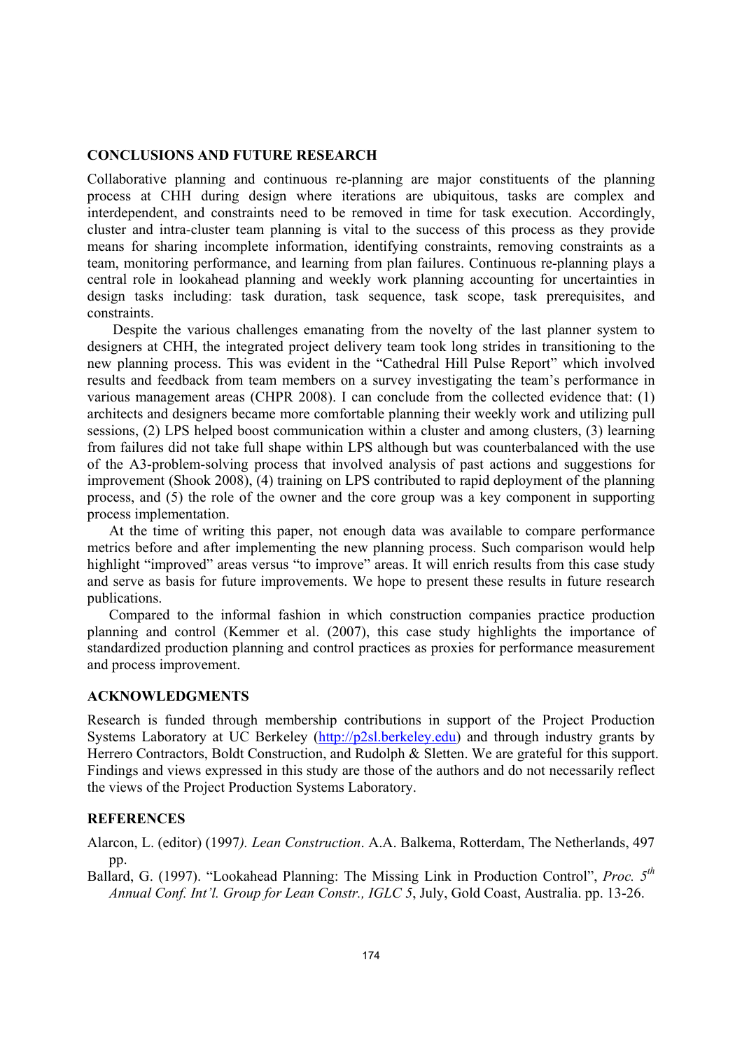## CONCLUSIONS AND FUTURE RESEARCH

Collaborative planning and continuous re-planning are major constituents of the planning process at CHH during design where iterations are ubiquitous, tasks are complex and interdependent, and constraints need to be removed in time for task execution. Accordingly, cluster and intra-cluster team planning is vital to the success of this process as they provide means for sharing incomplete information, identifying constraints, removing constraints as a team, monitoring performance, and learning from plan failures. Continuous re-planning plays a central role in lookahead planning and weekly work planning accounting for uncertainties in design tasks including: task duration, task sequence, task scope, task prerequisites, and constraints.

Despite the various challenges emanating from the novelty of the last planner system to designers at CHH, the integrated project delivery team took long strides in transitioning to the new planning process. This was evident in the "Cathedral Hill Pulse Report" which involved results and feedback from team members on a survey investigating the team's performance in various management areas (CHPR 2008). I can conclude from the collected evidence that: (1) architects and designers became more comfortable planning their weekly work and utilizing pull sessions, (2) LPS helped boost communication within a cluster and among clusters, (3) learning from failures did not take full shape within LPS although but was counterbalanced with the use of the A3-problem-solving process that involved analysis of past actions and suggestions for improvement (Shook 2008), (4) training on LPS contributed to rapid deployment of the planning process, and (5) the role of the owner and the core group was a key component in supporting process implementation.

At the time of writing this paper, not enough data was available to compare performance metrics before and after implementing the new planning process. Such comparison would help highlight "improved" areas versus "to improve" areas. It will enrich results from this case study and serve as basis for future improvements. We hope to present these results in future research publications.

Compared to the informal fashion in which construction companies practice production planning and control (Kemmer et al. (2007), this case study highlights the importance of standardized production planning and control practices as proxies for performance measurement and process improvement.

## ACKNOWLEDGMENTS

Research is funded through membership contributions in support of the Project Production Systems Laboratory at UC Berkeley (http://p2sl.berkeley.edu) and through industry grants by Herrero Contractors, Boldt Construction, and Rudolph & Sletten. We are grateful for this support. Findings and views expressed in this study are those of the authors and do not necessarily reflect the views of the Project Production Systems Laboratory.

## REFERENCES

Alarcon, L. (editor) (1997*). Lean Construction*. A.A. Balkema, Rotterdam, The Netherlands, 497 pp.

Ballard, G. (1997). "Lookahead Planning: The Missing Link in Production Control", *Proc. 5th Annual Conf. Int'l. Group for Lean Constr., IGLC 5*, July, Gold Coast, Australia. pp. 13-26.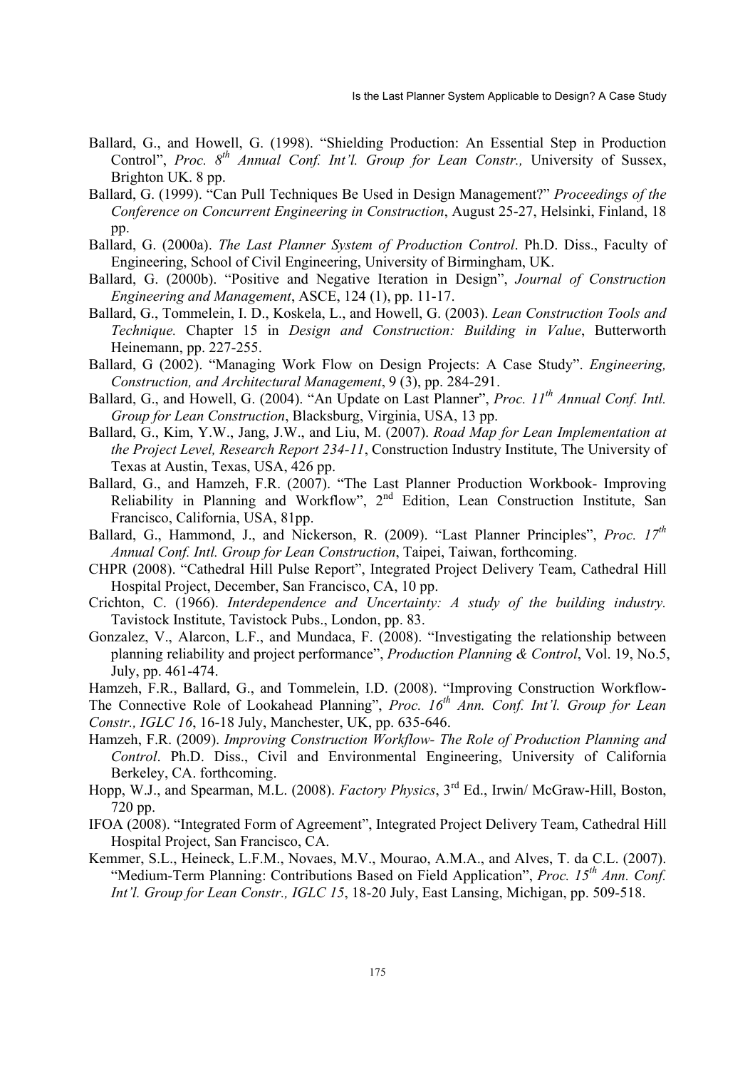Ballard, G., and Howell, G. (1998). "Shielding Production: An Essential Step in Production Control", *Proc. 8th Annual Conf. Int'l. Group for Lean Constr.,* University of Sussex, Brighton UK. 8 pp.

Ballard, G. (1999). "Can Pull Techniques Be Used in Design Management?" *Proceedings of the Conference on Concurrent Engineering in Construction*, August 25-27, Helsinki, Finland, 18 pp.

Ballard, G. (2000a). *The Last Planner System of Production Control*. Ph.D. Diss., Faculty of Engineering, School of Civil Engineering, University of Birmingham, UK.

Ballard, G. (2000b). "Positive and Negative Iteration in Design", *Journal of Construction Engineering and Management*, ASCE, 124 (1), pp. 11-17.

Ballard, G., Tommelein, I. D., Koskela, L., and Howell, G. (2003). *Lean Construction Tools and Technique.* Chapter 15 in *Design and Construction: Building in Value*, Butterworth Heinemann, pp. 227-255.

Ballard, G (2002). "Managing Work Flow on Design Projects: A Case Study". *Engineering, Construction, and Architectural Management*, 9 (3), pp. 284-291.

Ballard, G., and Howell, G. (2004). "An Update on Last Planner", *Proc. 11th Annual Conf. Intl. Group for Lean Construction*, Blacksburg, Virginia, USA, 13 pp.

Ballard, G., Kim, Y.W., Jang, J.W., and Liu, M. (2007). *Road Map for Lean Implementation at the Project Level, Research Report 234-11*, Construction Industry Institute, The University of Texas at Austin, Texas, USA, 426 pp.

Ballard, G., and Hamzeh, F.R. (2007). "The Last Planner Production Workbook- Improving Reliability in Planning and Workflow", 2nd Edition, Lean Construction Institute, San Francisco, California, USA, 81pp.

Ballard, G., Hammond, J., and Nickerson, R. (2009). "Last Planner Principles", *Proc. 17th Annual Conf. Intl. Group for Lean Construction*, Taipei, Taiwan, forthcoming.

CHPR (2008). "Cathedral Hill Pulse Report", Integrated Project Delivery Team, Cathedral Hill Hospital Project, December, San Francisco, CA, 10 pp.

Crichton, C. (1966). *Interdependence and Uncertainty: A study of the building industry.* Tavistock Institute, Tavistock Pubs., London, pp. 83.

Gonzalez, V., Alarcon, L.F., and Mundaca, F. (2008). "Investigating the relationship between planning reliability and project performance", *Production Planning & Control*, Vol. 19, No.5, July, pp. 461-474.

Hamzeh, F.R., Ballard, G., and Tommelein, I.D. (2008). "Improving Construction Workflow- The Connective Role of Lookahead Planning", *Proc. 16th Ann. Conf. Int'l. Group for Lean Constr., IGLC 16*, 16-18 July, Manchester, UK, pp. 635-646.

Hamzeh, F.R. (2009). *Improving Construction Workflow- The Role of Production Planning and Control*. Ph.D. Diss., Civil and Environmental Engineering, University of California Berkeley, CA. forthcoming.

Hopp, W.J., and Spearman, M.L. (2008). *Factory Physics*, 3rd Ed., Irwin/ McGraw-Hill, Boston, 720 pp.

IFOA (2008). "Integrated Form of Agreement", Integrated Project Delivery Team, Cathedral Hill Hospital Project, San Francisco, CA.

Kemmer, S.L., Heineck, L.F.M., Novaes, M.V., Mourao, A.M.A., and Alves, T. da C.L. (2007). "Medium-Term Planning: Contributions Based on Field Application", *Proc. 15th Ann. Conf. Int'l. Group for Lean Constr., IGLC 15*, 18-20 July, East Lansing, Michigan, pp. 509-518.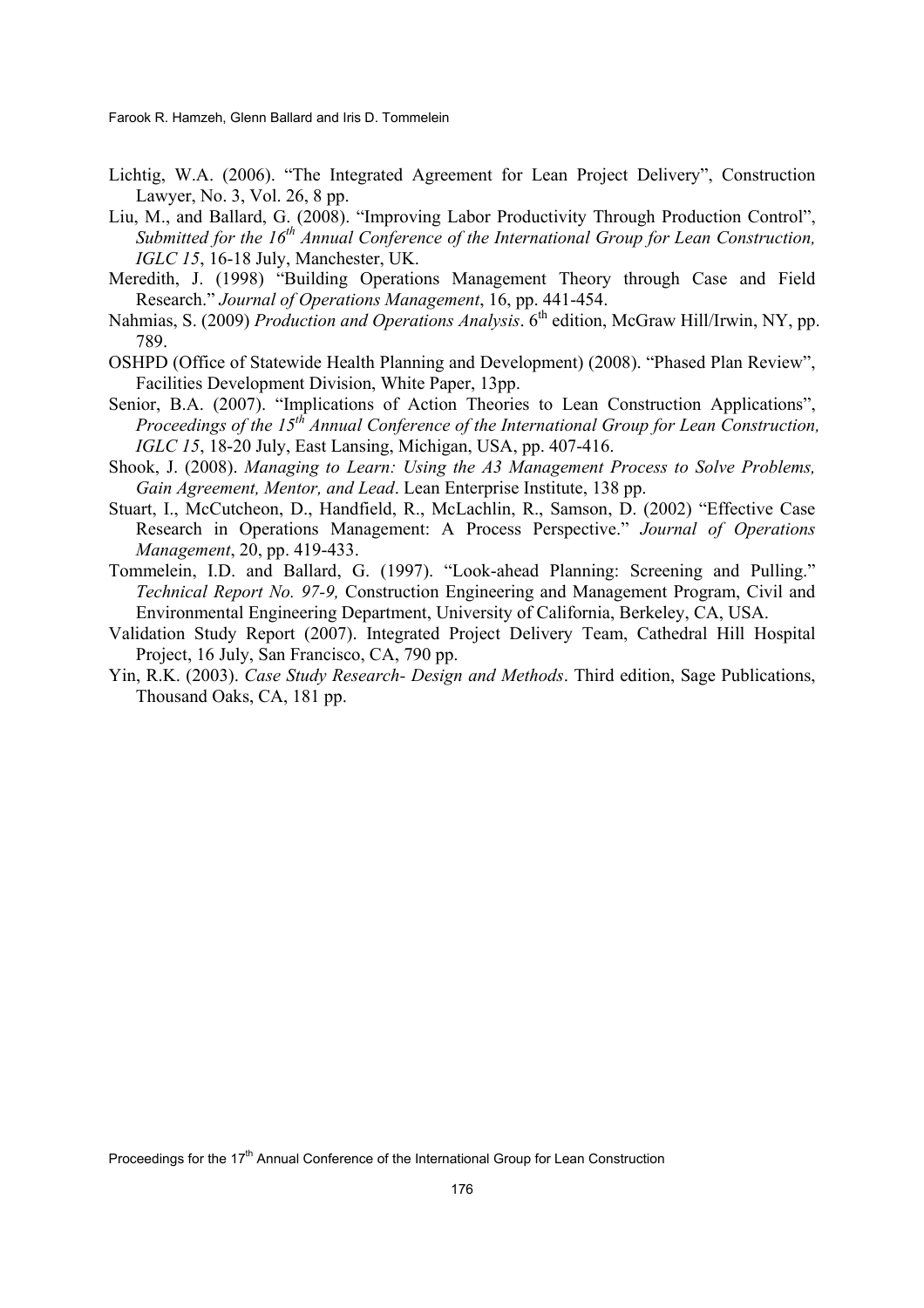Lichtig, W.A. (2006). "The Integrated Agreement for Lean Project Delivery", Construction Lawyer, No. 3, Vol. 26, 8 pp.

Liu, M., and Ballard, G. (2008). "Improving Labor Productivity Through Production Control", *Submitted for the 16th Annual Conference of the International Group for Lean Construction, IGLC 15*, 16-18 July, Manchester, UK.

Meredith, J. (1998) "Building Operations Management Theory through Case and Field Research." *Journal of Operations Management*, 16, pp. 441-454.

Nahmias, S. (2009) *Production and Operations Analysis*. 6th edition, McGraw Hill/Irwin, NY, pp. 789.

OSHPD (Office of Statewide Health Planning and Development) (2008). "Phased Plan Review", Facilities Development Division, White Paper, 13pp.

Senior, B.A. (2007). "Implications of Action Theories to Lean Construction Applications", *Proceedings of the 15th Annual Conference of the International Group for Lean Construction, IGLC 15*, 18-20 July, East Lansing, Michigan, USA, pp. 407-416.

Shook, J. (2008). *Managing to Learn: Using the A3 Management Process to Solve Problems, Gain Agreement, Mentor, and Lead*. Lean Enterprise Institute, 138 pp.

Stuart, I., McCutcheon, D., Handfield, R., McLachlin, R., Samson, D. (2002) "Effective Case Research in Operations Management: A Process Perspective." *Journal of Operations Management*, 20, pp. 419-433.

Tommelein, I.D. and Ballard, G. (1997). "Look-ahead Planning: Screening and Pulling." *Technical Report No. 97-9,* Construction Engineering and Management Program, Civil and Environmental Engineering Department, University of California, Berkeley, CA, USA.

Validation Study Report (2007). Integrated Project Delivery Team, Cathedral Hill Hospital Project, 16 July, San Francisco, CA, 790 pp.

Yin, R.K. (2003). *Case Study Research- Design and Methods*. Third edition, Sage Publications, Thousand Oaks, CA, 181 pp.